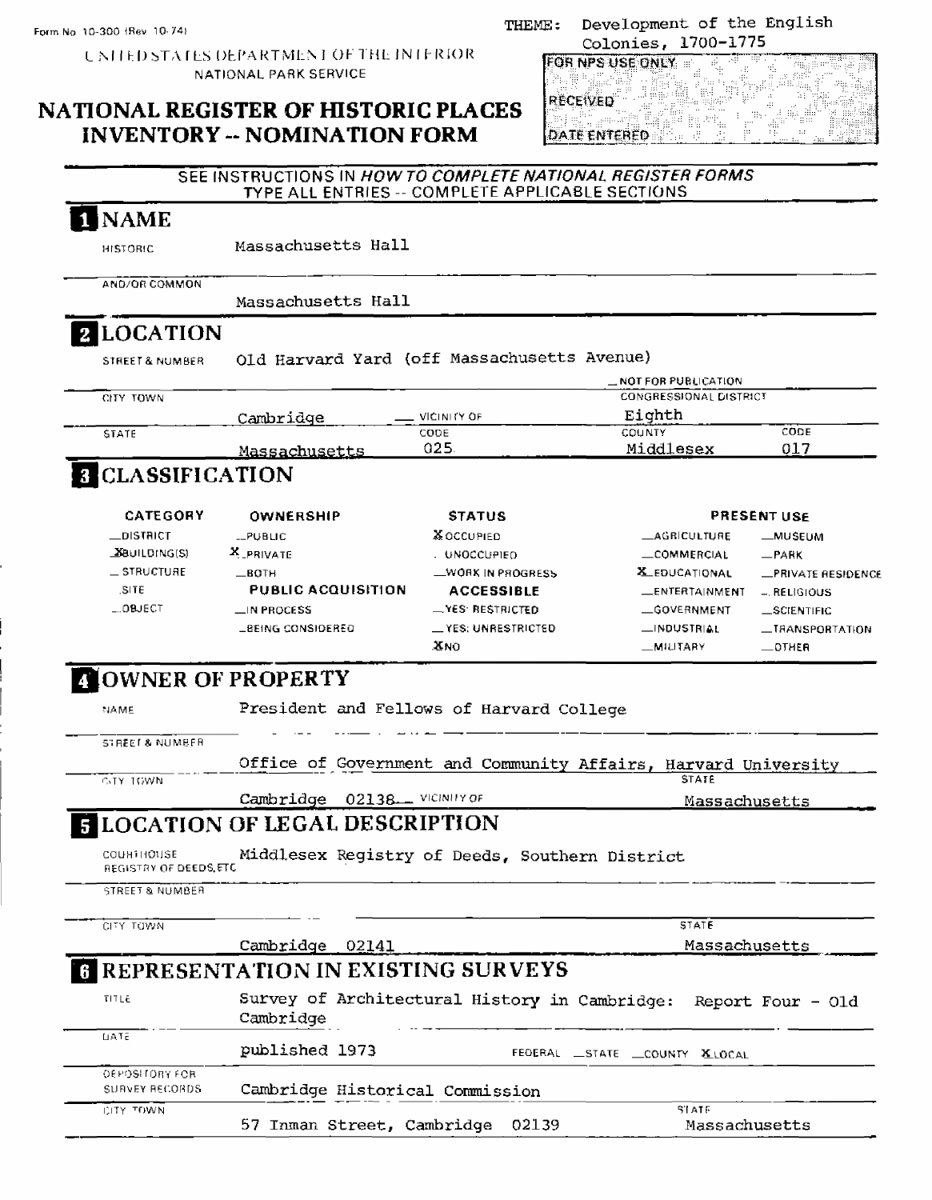Form No 10-300 (Rev 10-74)

UNITED STATES DEPARTMENT OF THE INTERIOR
NATIONAL PARK SERVICE

THEME: Development of the English Colonies, 1700-1775

# NATIONAL REGISTER OF HISTORIC PLACES INVENTORY -- NOMINATION FORM

FOR NPS USE ONLY
RECEIVED
DATE ENTERED

SEE INSTRUCTIONS IN *HOW TO COMPLETE NATIONAL REGISTER FORMS*
TYPE ALL ENTRIES -- COMPLETE APPLICABLE SECTIONS

## 1 NAME

HISTORIC: Massachusetts Hall

AND/OR COMMON: Massachusetts Hall

## 2 LOCATION

STREET & NUMBER: Old Harvard Yard (off Massachusetts Avenue)

_NOT FOR PUBLICATION

CITY, TOWN: Cambridge __ VICINITY OF

CONGRESSIONAL DISTRICT: Eighth

STATE: Massachusetts CODE: 025 COUNTY: Middlesex CODE: 017

## 3 CLASSIFICATION

| CATEGORY | OWNERSHIP | STATUS | PRESENT USE | |
|---|---|---|---|---|
| _DISTRICT | _PUBLIC | X OCCUPIED | _AGRICULTURE | _MUSEUM |
| X BUILDING(S) | X PRIVATE | _UNOCCUPIED | _COMMERCIAL | _PARK |
| _STRUCTURE | _BOTH | _WORK IN PROGRESS | X EDUCATIONAL | _PRIVATE RESIDENCE |
| _SITE | **PUBLIC ACQUISITION** | **ACCESSIBLE** | _ENTERTAINMENT | _RELIGIOUS |
| _OBJECT | _IN PROCESS | _YES: RESTRICTED | _GOVERNMENT | _SCIENTIFIC |
| | _BEING CONSIDERED | _YES: UNRESTRICTED | _INDUSTRIAL | _TRANSPORTATION |
| | | X NO | _MILITARY | _OTHER |

## 4 OWNER OF PROPERTY

NAME: President and Fellows of Harvard College

STREET & NUMBER: Office of Government and Community Affairs, Harvard University

CITY, TOWN: Cambridge 02138 __ VICINITY OF

STATE: Massachusetts

## 5 LOCATION OF LEGAL DESCRIPTION

COURTHOUSE, REGISTRY OF DEEDS, ETC: Middlesex Registry of Deeds, Southern District

STREET & NUMBER:

CITY, TOWN: Cambridge 02141

STATE: Massachusetts

## 6 REPRESENTATION IN EXISTING SURVEYS

TITLE: Survey of Architectural History in Cambridge: Report Four - Old Cambridge

DATE: published 1973

FEDERAL _STATE _COUNTY X LOCAL

DEPOSITORY FOR SURVEY RECORDS: Cambridge Historical Commission

CITY, TOWN: 57 Inman Street, Cambridge 02139

STATE: Massachusetts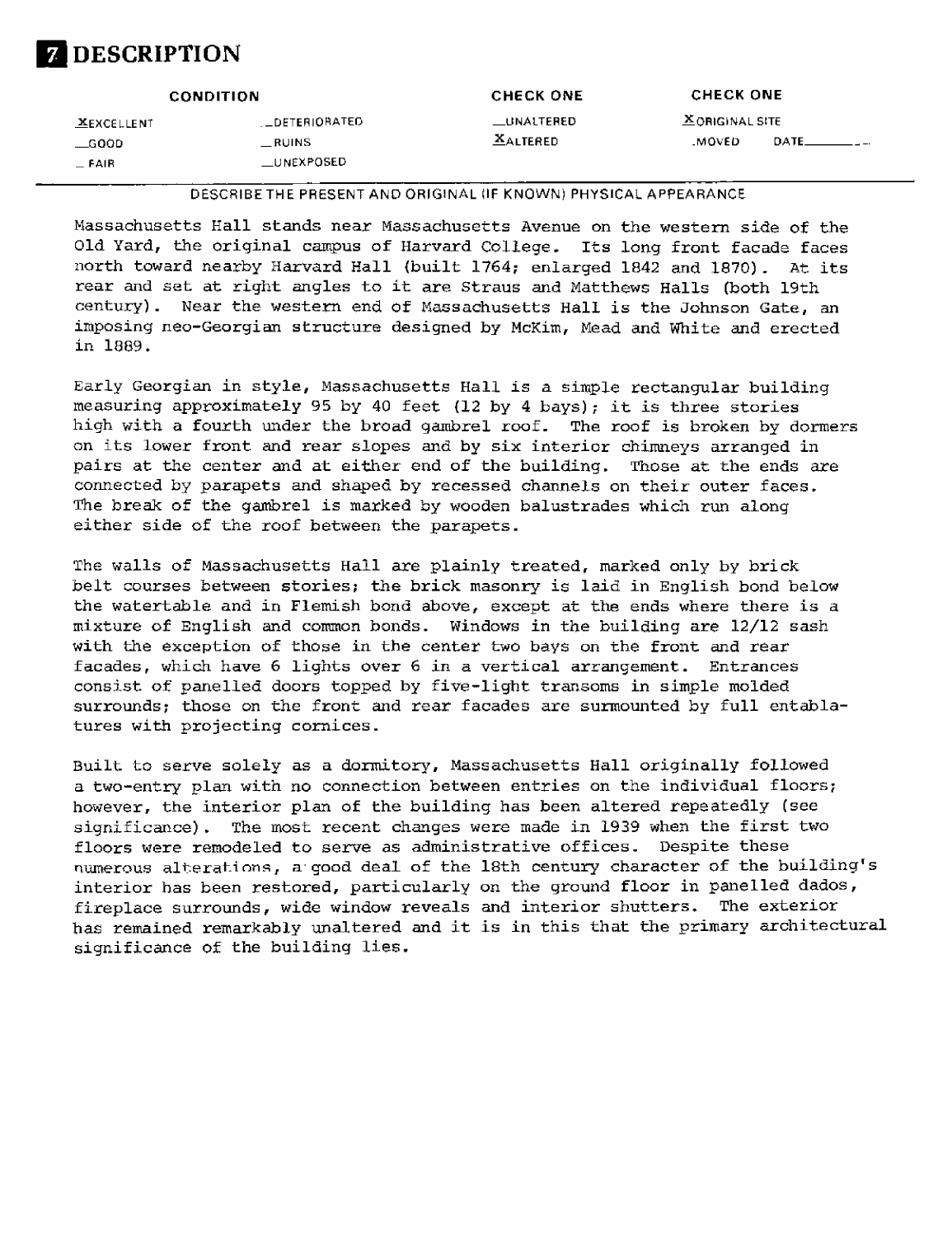# 7 DESCRIPTION

| CONDITION | | CHECK ONE | CHECK ONE |
|---|---|---|---|
| X EXCELLENT | _DETERIORATED | _UNALTERED | X ORIGINAL SITE |
| _GOOD | _RUINS | X ALTERED | _MOVED DATE_____ |
| _FAIR | _UNEXPOSED | | |

DESCRIBE THE PRESENT AND ORIGINAL (IF KNOWN) PHYSICAL APPEARANCE

Massachusetts Hall stands near Massachusetts Avenue on the western side of the Old Yard, the original campus of Harvard College. Its long front facade faces north toward nearby Harvard Hall (built 1764; enlarged 1842 and 1870). At its rear and set at right angles to it are Straus and Matthews Halls (both 19th century). Near the western end of Massachusetts Hall is the Johnson Gate, an imposing neo-Georgian structure designed by McKim, Mead and White and erected in 1889.

Early Georgian in style, Massachusetts Hall is a simple rectangular building measuring approximately 95 by 40 feet (12 by 4 bays); it is three stories high with a fourth under the broad gambrel roof. The roof is broken by dormers on its lower front and rear slopes and by six interior chimneys arranged in pairs at the center and at either end of the building. Those at the ends are connected by parapets and shaped by recessed channels on their outer faces. The break of the gambrel is marked by wooden balustrades which run along either side of the roof between the parapets.

The walls of Massachusetts Hall are plainly treated, marked only by brick belt courses between stories; the brick masonry is laid in English bond below the watertable and in Flemish bond above, except at the ends where there is a mixture of English and common bonds. Windows in the building are 12/12 sash with the exception of those in the center two bays on the front and rear facades, which have 6 lights over 6 in a vertical arrangement. Entrances consist of panelled doors topped by five-light transoms in simple molded surrounds; those on the front and rear facades are surmounted by full entablatures with projecting cornices.

Built to serve solely as a dormitory, Massachusetts Hall originally followed a two-entry plan with no connection between entries on the individual floors; however, the interior plan of the building has been altered repeatedly (see significance). The most recent changes were made in 1939 when the first two floors were remodeled to serve as administrative offices. Despite these numerous alterations, a good deal of the 18th century character of the building's interior has been restored, particularly on the ground floor in panelled dados, fireplace surrounds, wide window reveals and interior shutters. The exterior has remained remarkably unaltered and it is in this that the primary architectural significance of the building lies.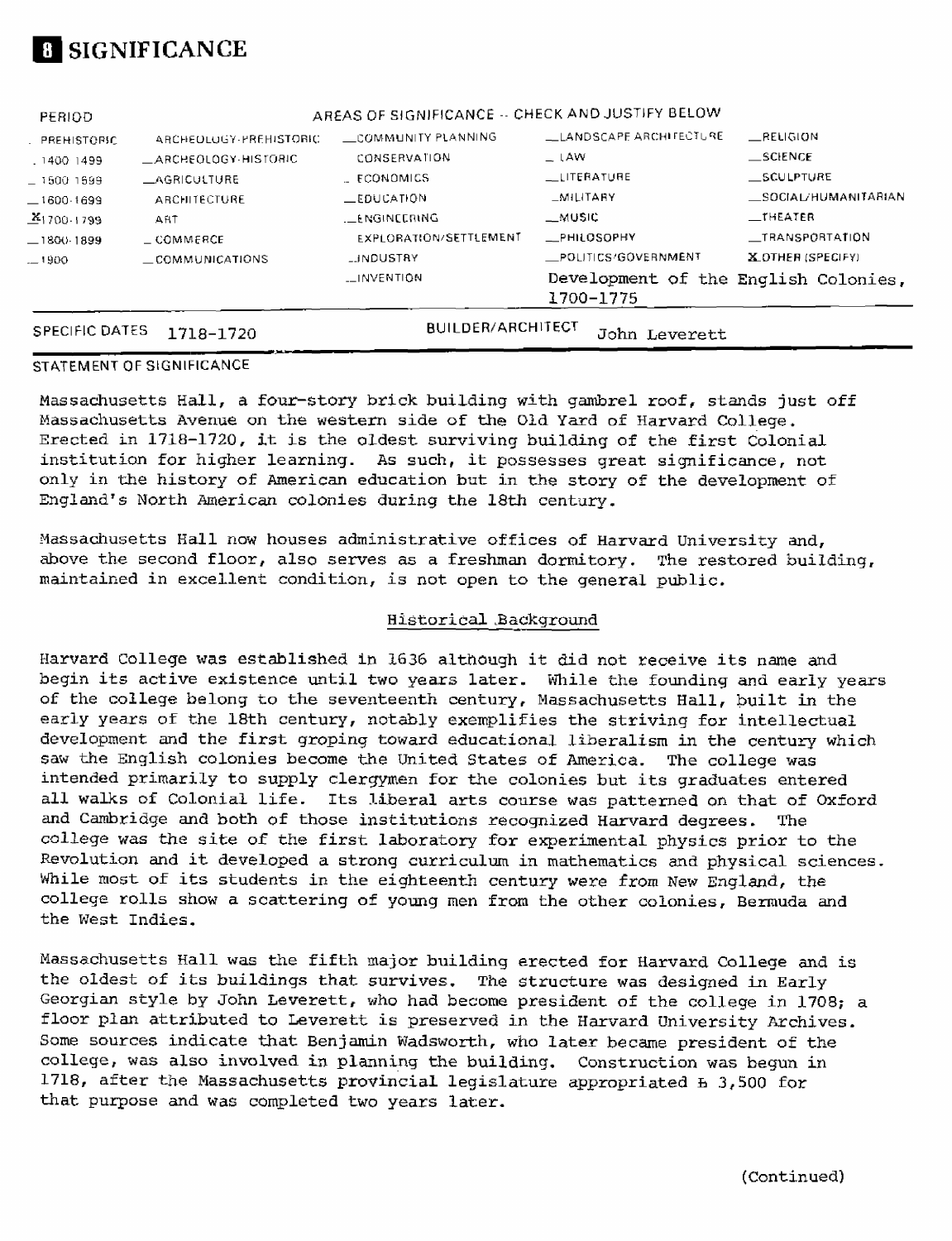# 8 SIGNIFICANCE

| PERIOD | AREAS OF SIGNIFICANCE -- CHECK AND JUSTIFY BELOW | | | |
|---|---|---|---|---|
| _PREHISTORIC | _ARCHEOLOGY-PREHISTORIC | _COMMUNITY PLANNING | _LANDSCAPE ARCHITECTURE | _RELIGION |
| _1400-1499 | _ARCHEOLOGY-HISTORIC | _CONSERVATION | _LAW | _SCIENCE |
| _1500-1599 | _AGRICULTURE | _ECONOMICS | _LITERATURE | _SCULPTURE |
| _1600-1699 | _ARCHITECTURE | _EDUCATION | _MILITARY | _SOCIAL/HUMANITARIAN |
| X1700-1799 | _ART | _ENGINEERING | _MUSIC | _THEATER |
| _1800-1899 | _COMMERCE | _EXPLORATION/SETTLEMENT | _PHILOSOPHY | _TRANSPORTATION |
| _1900- | _COMMUNICATIONS | _INDUSTRY | _POLITICS/GOVERNMENT | X OTHER (SPECIFY) |
| | | _INVENTION | Development of the English Colonies, 1700-1775 | |

SPECIFIC DATES 1718-1720 BUILDER/ARCHITECT John Leverett

STATEMENT OF SIGNIFICANCE

Massachusetts Hall, a four-story brick building with gambrel roof, stands just off Massachusetts Avenue on the western side of the Old Yard of Harvard College. Erected in 1718-1720, it is the oldest surviving building of the first Colonial institution for higher learning. As such, it possesses great significance, not only in the history of American education but in the story of the development of England's North American colonies during the 18th century.

Massachusetts Hall now houses administrative offices of Harvard University and, above the second floor, also serves as a freshman dormitory. The restored building, maintained in excellent condition, is not open to the general public.

## Historical Background

Harvard College was established in 1636 although it did not receive its name and begin its active existence until two years later. While the founding and early years of the college belong to the seventeenth century, Massachusetts Hall, built in the early years of the 18th century, notably exemplifies the striving for intellectual development and the first groping toward educational liberalism in the century which saw the English colonies become the United States of America. The college was intended primarily to supply clergymen for the colonies but its graduates entered all walks of Colonial life. Its liberal arts course was patterned on that of Oxford and Cambridge and both of those institutions recognized Harvard degrees. The college was the site of the first laboratory for experimental physics prior to the Revolution and it developed a strong curriculum in mathematics and physical sciences. While most of its students in the eighteenth century were from New England, the college rolls show a scattering of young men from the other colonies, Bermuda and the West Indies.

Massachusetts Hall was the fifth major building erected for Harvard College and is the oldest of its buildings that survives. The structure was designed in Early Georgian style by John Leverett, who had become president of the college in 1708; a floor plan attributed to Leverett is preserved in the Harvard University Archives. Some sources indicate that Benjamin Wadsworth, who later became president of the college, was also involved in planning the building. Construction was begun in 1718, after the Massachusetts provincial legislature appropriated £ 3,500 for that purpose and was completed two years later.

(Continued)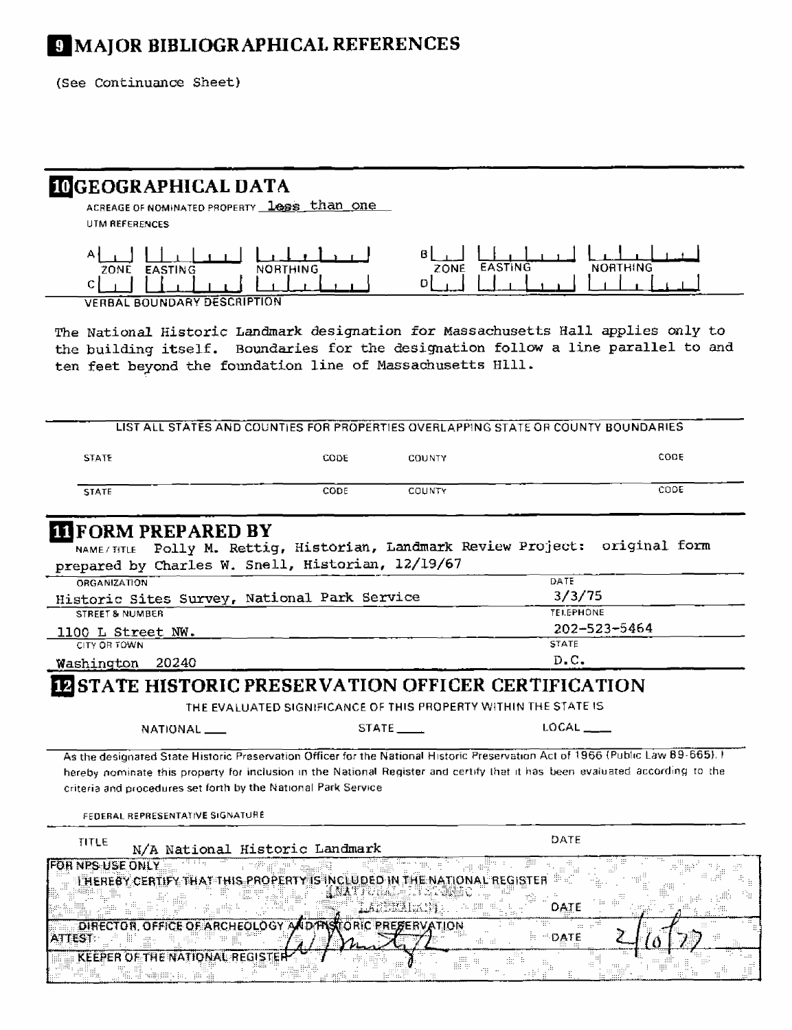# 9 MAJOR BIBLIOGRAPHICAL REFERENCES

(See Continuance Sheet)

# 10 GEOGRAPHICAL DATA

ACREAGE OF NOMINATED PROPERTY less than one

UTM REFERENCES

| | ZONE | EASTING | NORTHING | | ZONE | EASTING | NORTHING |
|---|---|---|---|---|---|---|---|
| A | | | | B | | | |
| C | | | | D | | | |

VERBAL BOUNDARY DESCRIPTION

The National Historic Landmark designation for Massachusetts Hall applies only to the building itself. Boundaries for the designation follow a line parallel to and ten feet beyond the foundation line of Massachusetts Hlll.

LIST ALL STATES AND COUNTIES FOR PROPERTIES OVERLAPPING STATE OR COUNTY BOUNDARIES

| STATE | CODE | COUNTY | CODE |
|---|---|---|---|
| STATE | CODE | COUNTY | CODE |

# 11 FORM PREPARED BY

NAME / TITLE Polly M. Rettig, Historian, Landmark Review Project: original form prepared by Charles W. Snell, Historian, 12/19/67

ORGANIZATION Historic Sites Survey, National Park Service

DATE 3/3/75

STREET & NUMBER 1100 L Street NW.

TELEPHONE 202-523-5464

CITY OR TOWN Washington 20240

STATE D.C.

# 12 STATE HISTORIC PRESERVATION OFFICER CERTIFICATION

THE EVALUATED SIGNIFICANCE OF THIS PROPERTY WITHIN THE STATE IS

NATIONAL ___ STATE ___ LOCAL ___

As the designated State Historic Preservation Officer for the National Historic Preservation Act of 1966 (Public Law 89-665), I hereby nominate this property for inclusion in the National Register and certify that it has been evaluated according to the criteria and procedures set forth by the National Park Service.

FEDERAL REPRESENTATIVE SIGNATURE

TITLE N/A National Historic Landmark

DATE

FOR NPS USE ONLY

I HEREBY CERTIFY THAT THIS PROPERTY IS INCLUDED IN THE NATIONAL REGISTER

NATIONAL HISTORIC LANDMARK

DATE

DIRECTOR, OFFICE OF ARCHEOLOGY AND HISTORIC PRESERVATION

ATTEST: [signature]

DATE 2/10/77

KEEPER OF THE NATIONAL REGISTER